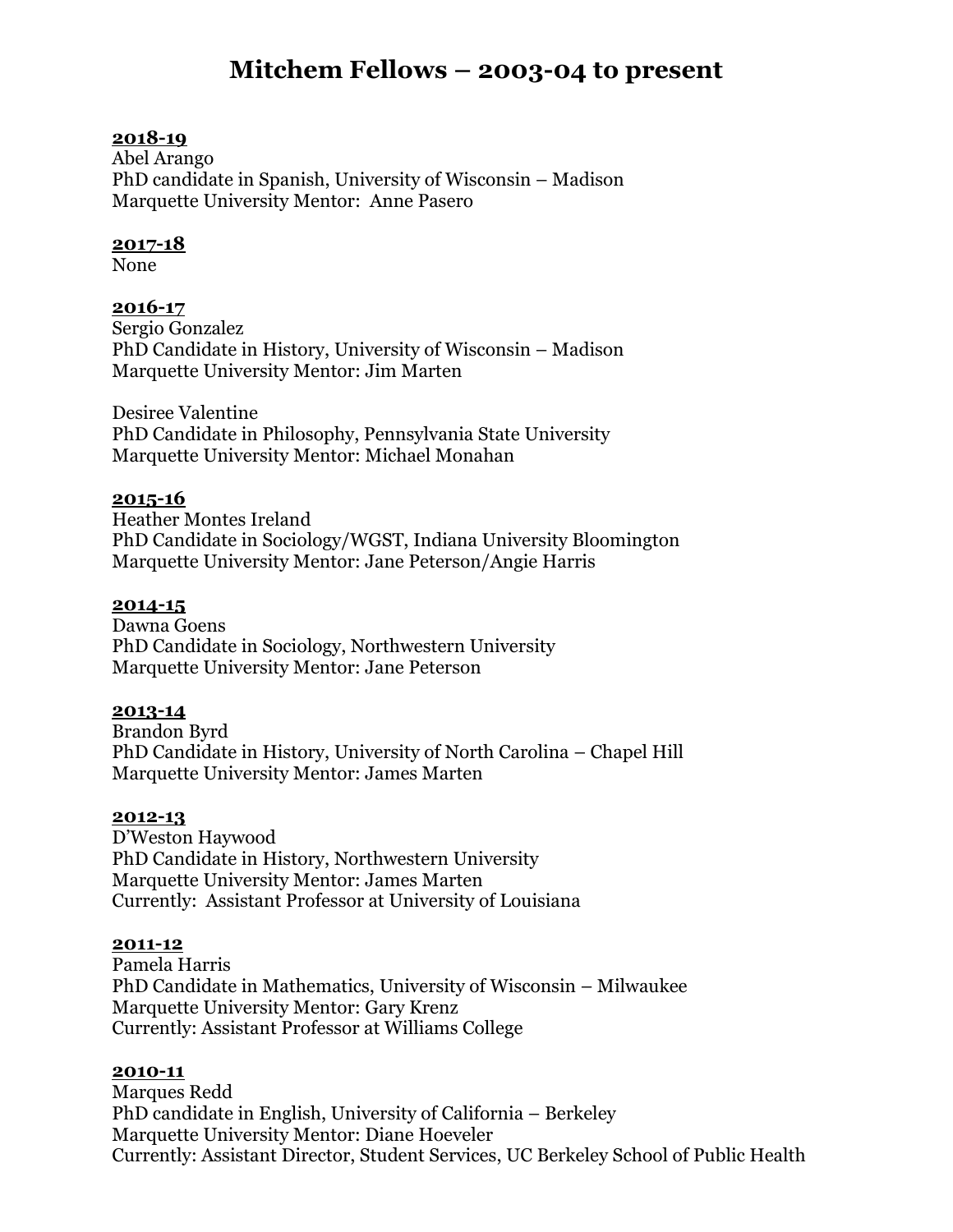# Mitchem Fellows – 2003-04 to present

**2018-19**

Abel Arango
PhD candidate in Spanish, University of Wisconsin – Madison
Marquette University Mentor: Anne Pasero

**2017-18**

None

**2016-17**

Sergio Gonzalez
PhD Candidate in History, University of Wisconsin – Madison
Marquette University Mentor: Jim Marten

Desiree Valentine
PhD Candidate in Philosophy, Pennsylvania State University
Marquette University Mentor: Michael Monahan

**2015-16**

Heather Montes Ireland
PhD Candidate in Sociology/WGST, Indiana University Bloomington
Marquette University Mentor: Jane Peterson/Angie Harris

**2014-15**

Dawna Goens
PhD Candidate in Sociology, Northwestern University
Marquette University Mentor: Jane Peterson

**2013-14**

Brandon Byrd
PhD Candidate in History, University of North Carolina – Chapel Hill
Marquette University Mentor: James Marten

**2012-13**

D'Weston Haywood
PhD Candidate in History, Northwestern University
Marquette University Mentor: James Marten
Currently: Assistant Professor at University of Louisiana

**2011-12**

Pamela Harris
PhD Candidate in Mathematics, University of Wisconsin – Milwaukee
Marquette University Mentor: Gary Krenz
Currently: Assistant Professor at Williams College

**2010-11**

Marques Redd
PhD candidate in English, University of California – Berkeley
Marquette University Mentor: Diane Hoeveler
Currently: Assistant Director, Student Services, UC Berkeley School of Public Health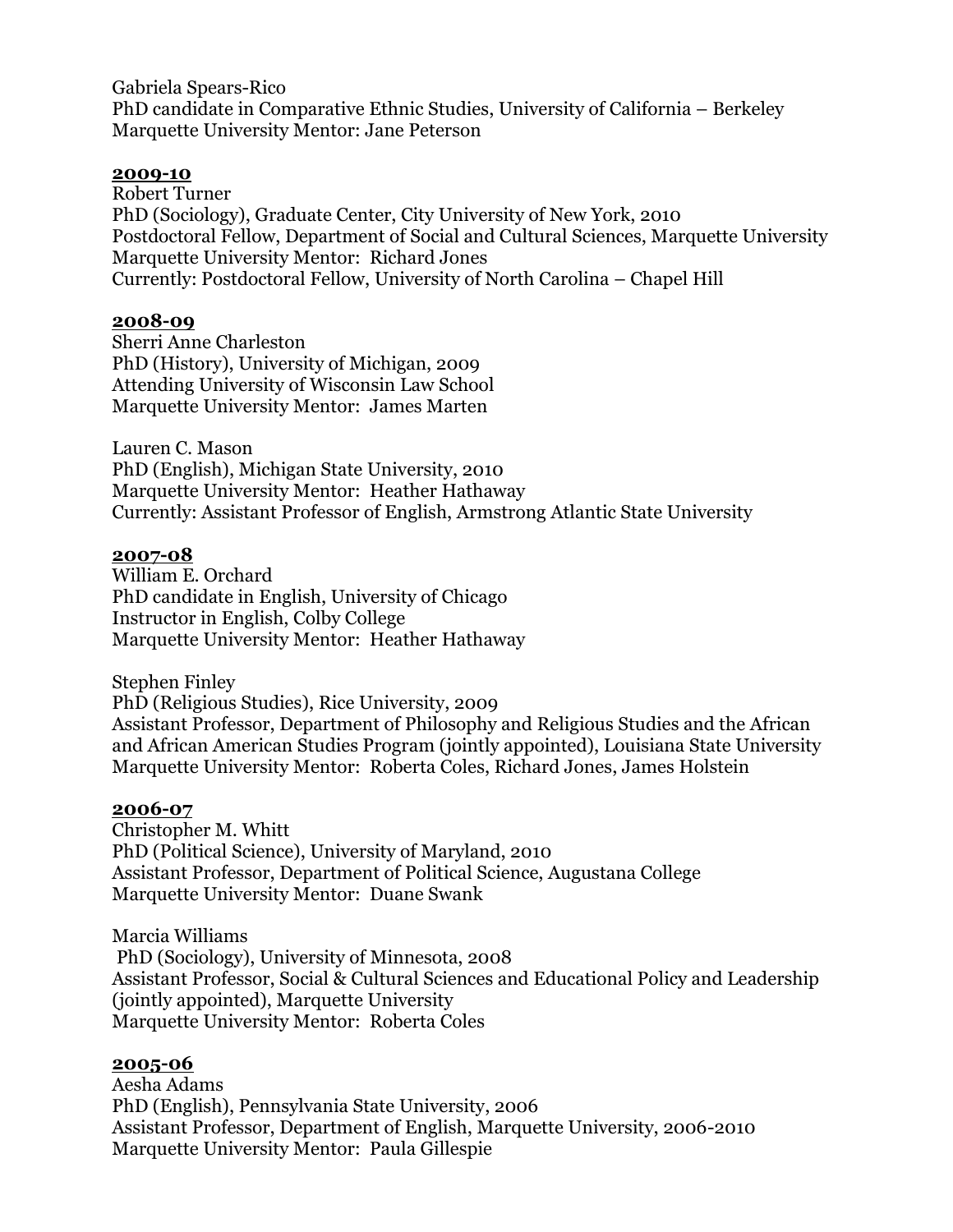Gabriela Spears-Rico
PhD candidate in Comparative Ethnic Studies, University of California – Berkeley
Marquette University Mentor: Jane Peterson

**2009-10**

Robert Turner
PhD (Sociology), Graduate Center, City University of New York, 2010
Postdoctoral Fellow, Department of Social and Cultural Sciences, Marquette University
Marquette University Mentor: Richard Jones
Currently: Postdoctoral Fellow, University of North Carolina – Chapel Hill

**2008-09**

Sherri Anne Charleston
PhD (History), University of Michigan, 2009
Attending University of Wisconsin Law School
Marquette University Mentor: James Marten

Lauren C. Mason
PhD (English), Michigan State University, 2010
Marquette University Mentor: Heather Hathaway
Currently: Assistant Professor of English, Armstrong Atlantic State University

**2007-08**

William E. Orchard
PhD candidate in English, University of Chicago
Instructor in English, Colby College
Marquette University Mentor: Heather Hathaway

Stephen Finley
PhD (Religious Studies), Rice University, 2009
Assistant Professor, Department of Philosophy and Religious Studies and the African and African American Studies Program (jointly appointed), Louisiana State University
Marquette University Mentor: Roberta Coles, Richard Jones, James Holstein

**2006-07**

Christopher M. Whitt
PhD (Political Science), University of Maryland, 2010
Assistant Professor, Department of Political Science, Augustana College
Marquette University Mentor: Duane Swank

Marcia Williams
PhD (Sociology), University of Minnesota, 2008
Assistant Professor, Social & Cultural Sciences and Educational Policy and Leadership (jointly appointed), Marquette University
Marquette University Mentor: Roberta Coles

**2005-06**

Aesha Adams
PhD (English), Pennsylvania State University, 2006
Assistant Professor, Department of English, Marquette University, 2006-2010
Marquette University Mentor: Paula Gillespie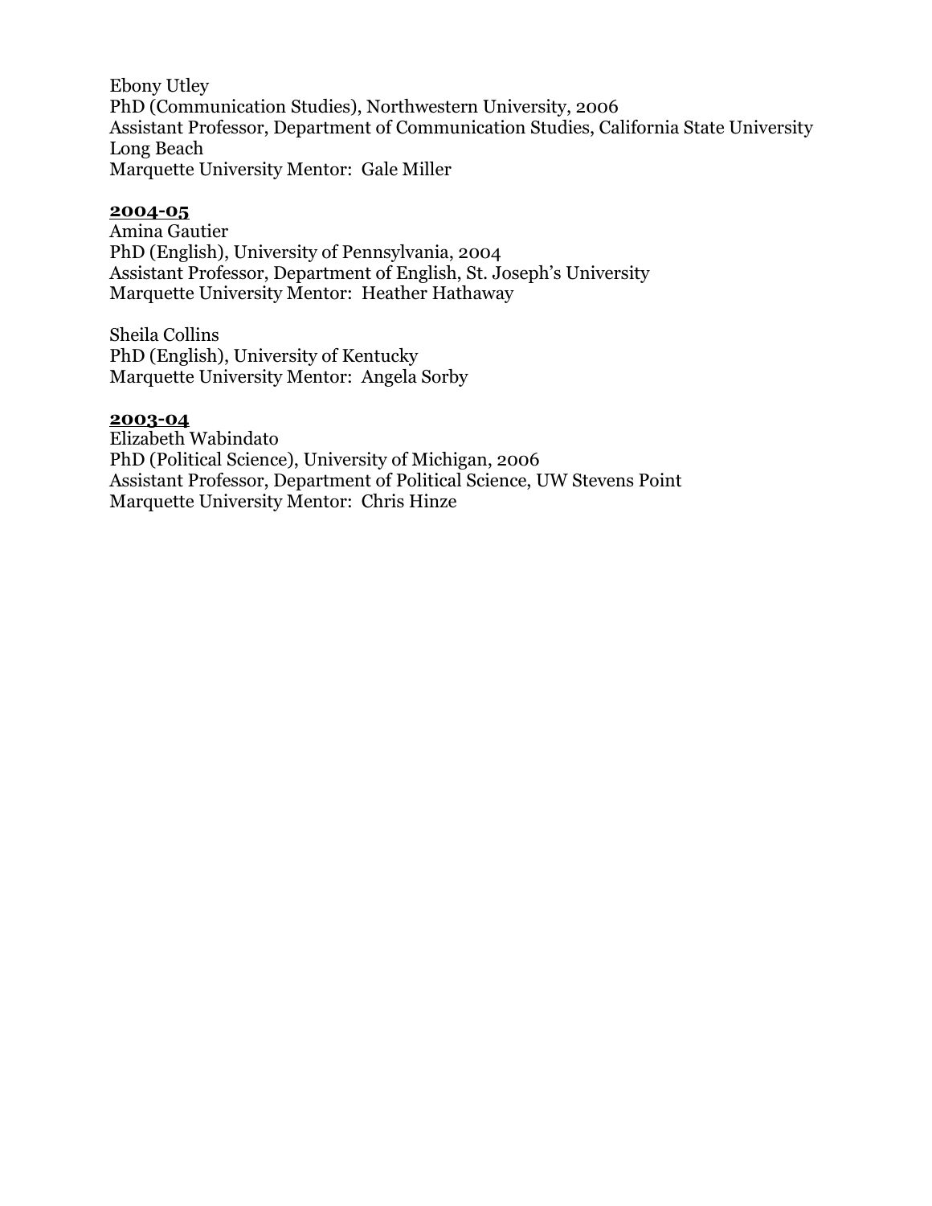Ebony Utley
PhD (Communication Studies), Northwestern University, 2006
Assistant Professor, Department of Communication Studies, California State University Long Beach
Marquette University Mentor: Gale Miller

**2004-05**

Amina Gautier
PhD (English), University of Pennsylvania, 2004
Assistant Professor, Department of English, St. Joseph's University
Marquette University Mentor: Heather Hathaway

Sheila Collins
PhD (English), University of Kentucky
Marquette University Mentor: Angela Sorby

**2003-04**

Elizabeth Wabindato
PhD (Political Science), University of Michigan, 2006
Assistant Professor, Department of Political Science, UW Stevens Point
Marquette University Mentor: Chris Hinze